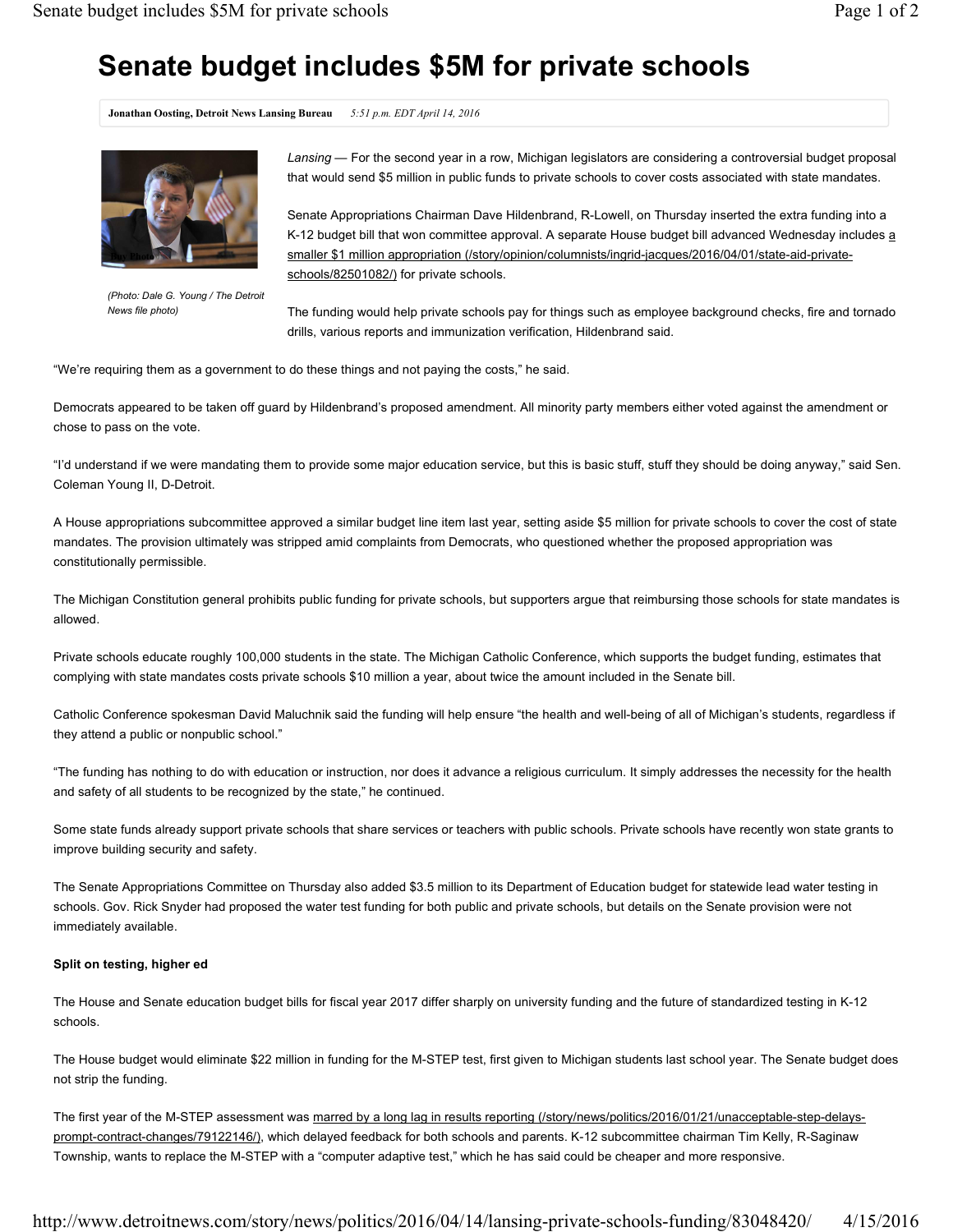# Senate budget includes $5M for private schools

**Jonathan Oosting, Detroit News Lansing Bureau** *5:51 p.m. EDT April 14, 2016*

*(Photo: Dale G. Young / The Detroit News file photo)*

*Lansing* — For the second year in a row, Michigan legislators are considering a controversial budget proposal that would send $5 million in public funds to private schools to cover costs associated with state mandates.

Senate Appropriations Chairman Dave Hildenbrand, R-Lowell, on Thursday inserted the extra funding into a K-12 budget bill that won committee approval. A separate House budget bill advanced Wednesday includes a smaller $1 million appropriation (/story/opinion/columnists/ingrid-jacques/2016/04/01/state-aid-private-schools/82501082/) for private schools.

The funding would help private schools pay for things such as employee background checks, fire and tornado drills, various reports and immunization verification, Hildenbrand said.

"We're requiring them as a government to do these things and not paying the costs," he said.

Democrats appeared to be taken off guard by Hildenbrand's proposed amendment. All minority party members either voted against the amendment or chose to pass on the vote.

"I'd understand if we were mandating them to provide some major education service, but this is basic stuff, stuff they should be doing anyway," said Sen. Coleman Young II, D-Detroit.

A House appropriations subcommittee approved a similar budget line item last year, setting aside $5 million for private schools to cover the cost of state mandates. The provision ultimately was stripped amid complaints from Democrats, who questioned whether the proposed appropriation was constitutionally permissible.

The Michigan Constitution general prohibits public funding for private schools, but supporters argue that reimbursing those schools for state mandates is allowed.

Private schools educate roughly 100,000 students in the state. The Michigan Catholic Conference, which supports the budget funding, estimates that complying with state mandates costs private schools $10 million a year, about twice the amount included in the Senate bill.

Catholic Conference spokesman David Maluchnik said the funding will help ensure "the health and well-being of all of Michigan's students, regardless if they attend a public or nonpublic school."

"The funding has nothing to do with education or instruction, nor does it advance a religious curriculum. It simply addresses the necessity for the health and safety of all students to be recognized by the state," he continued.

Some state funds already support private schools that share services or teachers with public schools. Private schools have recently won state grants to improve building security and safety.

The Senate Appropriations Committee on Thursday also added $3.5 million to its Department of Education budget for statewide lead water testing in schools. Gov. Rick Snyder had proposed the water test funding for both public and private schools, but details on the Senate provision were not immediately available.

**Split on testing, higher ed**

The House and Senate education budget bills for fiscal year 2017 differ sharply on university funding and the future of standardized testing in K-12 schools.

The House budget would eliminate $22 million in funding for the M-STEP test, first given to Michigan students last school year. The Senate budget does not strip the funding.

The first year of the M-STEP assessment was marred by a long lag in results reporting (/story/news/politics/2016/01/21/unacceptable-step-delays-prompt-contract-changes/79122146/), which delayed feedback for both schools and parents. K-12 subcommittee chairman Tim Kelly, R-Saginaw Township, wants to replace the M-STEP with a "computer adaptive test," which he has said could be cheaper and more responsive.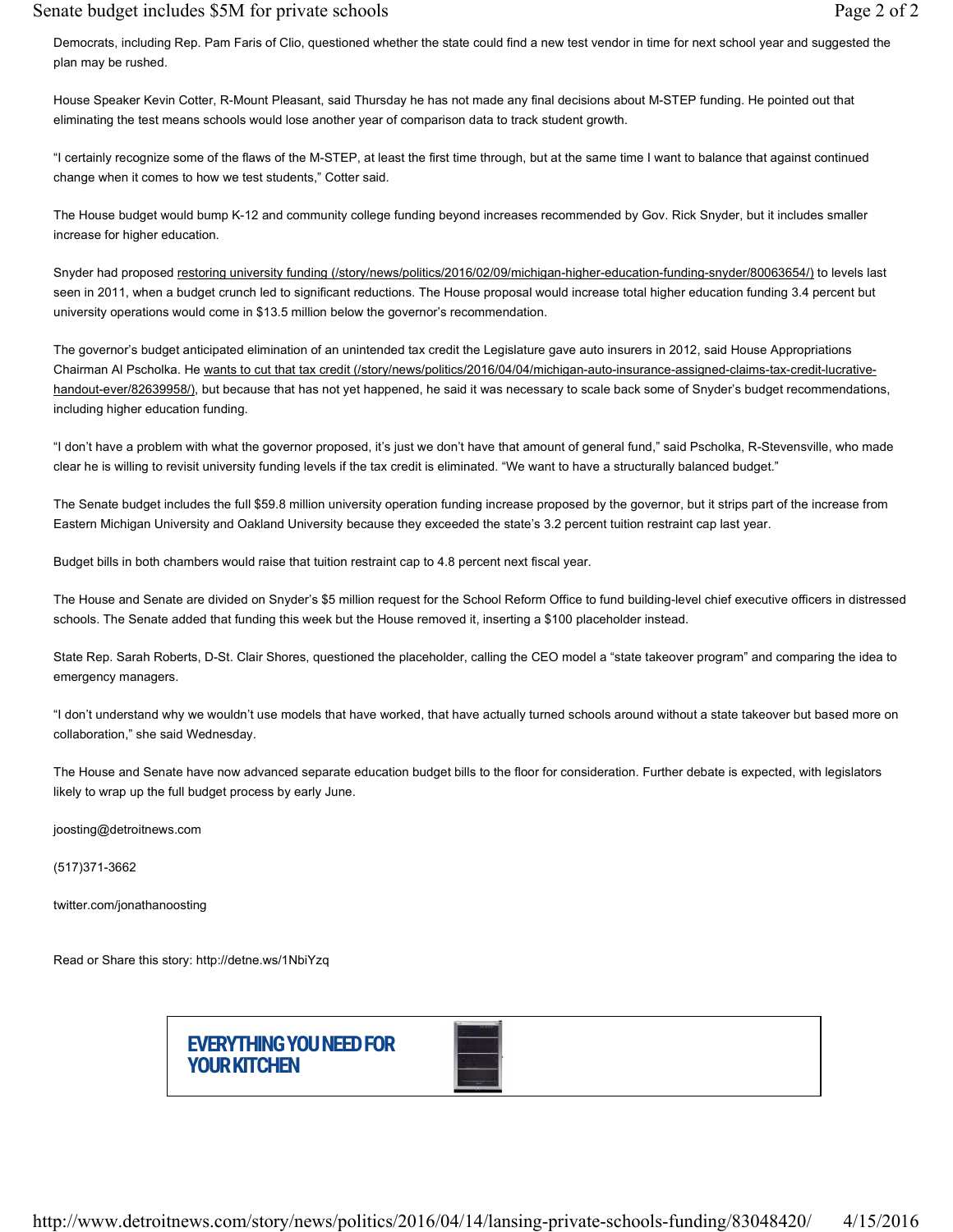Democrats, including Rep. Pam Faris of Clio, questioned whether the state could find a new test vendor in time for next school year and suggested the plan may be rushed.

House Speaker Kevin Cotter, R-Mount Pleasant, said Thursday he has not made any final decisions about M-STEP funding. He pointed out that eliminating the test means schools would lose another year of comparison data to track student growth.

"I certainly recognize some of the flaws of the M-STEP, at least the first time through, but at the same time I want to balance that against continued change when it comes to how we test students," Cotter said.

The House budget would bump K-12 and community college funding beyond increases recommended by Gov. Rick Snyder, but it includes smaller increase for higher education.

Snyder had proposed restoring university funding (/story/news/politics/2016/02/09/michigan-higher-education-funding-snyder/80063654/) to levels last seen in 2011, when a budget crunch led to significant reductions. The House proposal would increase total higher education funding 3.4 percent but university operations would come in $13.5 million below the governor's recommendation.

The governor's budget anticipated elimination of an unintended tax credit the Legislature gave auto insurers in 2012, said House Appropriations Chairman Al Pscholka. He wants to cut that tax credit (/story/news/politics/2016/04/04/michigan-auto-insurance-assigned-claims-tax-credit-lucrative-handout-ever/82639958/), but because that has not yet happened, he said it was necessary to scale back some of Snyder's budget recommendations, including higher education funding.

"I don't have a problem with what the governor proposed, it's just we don't have that amount of general fund," said Pscholka, R-Stevensville, who made clear he is willing to revisit university funding levels if the tax credit is eliminated. "We want to have a structurally balanced budget."

The Senate budget includes the full $59.8 million university operation funding increase proposed by the governor, but it strips part of the increase from Eastern Michigan University and Oakland University because they exceeded the state's 3.2 percent tuition restraint cap last year.

Budget bills in both chambers would raise that tuition restraint cap to 4.8 percent next fiscal year.

The House and Senate are divided on Snyder's $5 million request for the School Reform Office to fund building-level chief executive officers in distressed schools. The Senate added that funding this week but the House removed it, inserting a $100 placeholder instead.

State Rep. Sarah Roberts, D-St. Clair Shores, questioned the placeholder, calling the CEO model a "state takeover program" and comparing the idea to emergency managers.

"I don't understand why we wouldn't use models that have worked, that have actually turned schools around without a state takeover but based more on collaboration," she said Wednesday.

The House and Senate have now advanced separate education budget bills to the floor for consideration. Further debate is expected, with legislators likely to wrap up the full budget process by early June.

joosting@detroitnews.com

(517)371-3662

twitter.com/jonathanoosting

Read or Share this story: http://detne.ws/1NbiYzq

EVERYTHING YOU NEED FOR YOUR KITCHEN